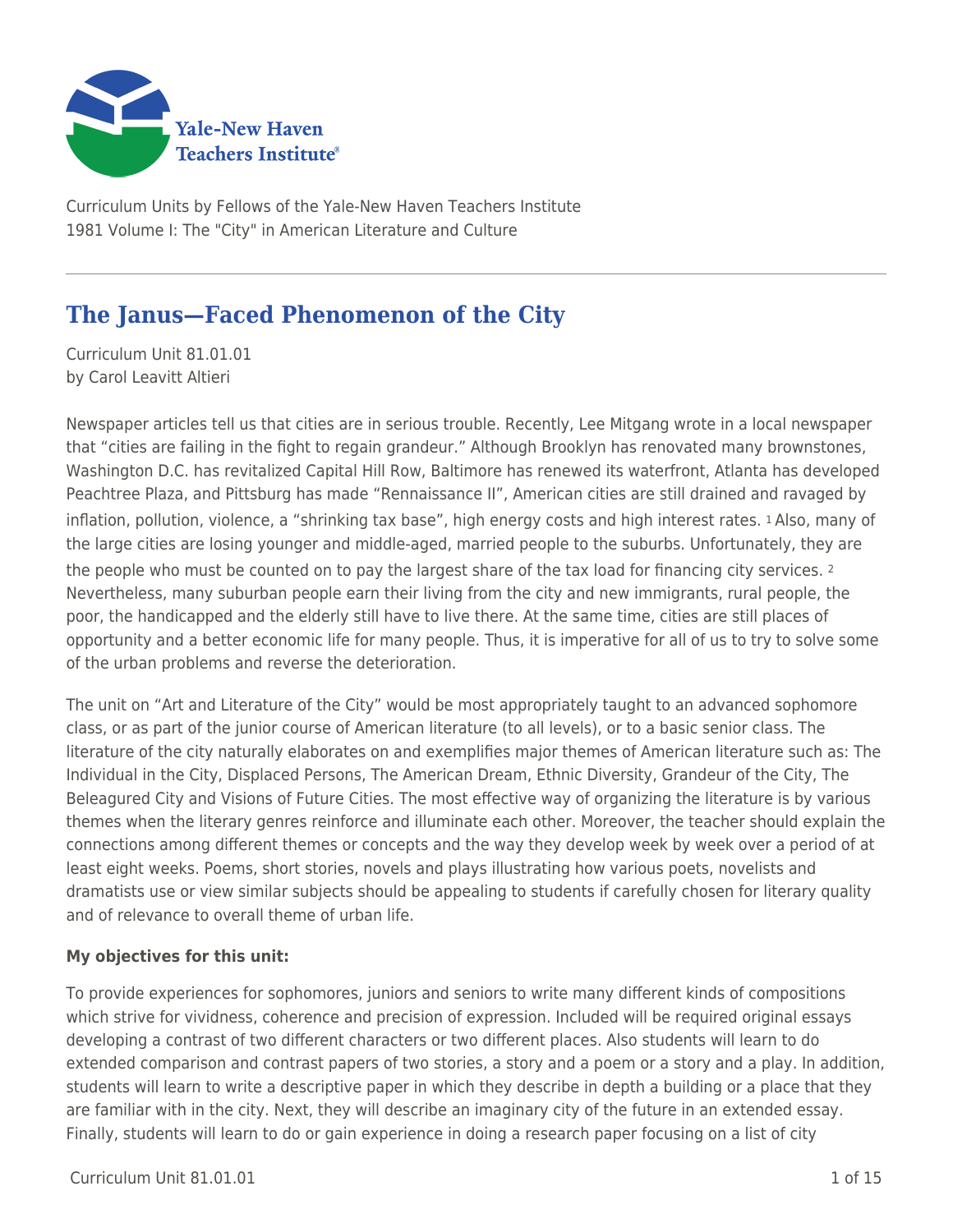Curriculum Units by Fellows of the Yale-New Haven Teachers Institute
1981 Volume I: The "City" in American Literature and Culture

# The Janus—Faced Phenomenon of the City

Curriculum Unit 81.01.01
by Carol Leavitt Altieri

Newspaper articles tell us that cities are in serious trouble. Recently, Lee Mitgang wrote in a local newspaper that "cities are failing in the fight to regain grandeur." Although Brooklyn has renovated many brownstones, Washington D.C. has revitalized Capital Hill Row, Baltimore has renewed its waterfront, Atlanta has developed Peachtree Plaza, and Pittsburg has made "Rennaissance II", American cities are still drained and ravaged by inflation, pollution, violence, a "shrinking tax base", high energy costs and high interest rates. [1] Also, many of the large cities are losing younger and middle-aged, married people to the suburbs. Unfortunately, they are the people who must be counted on to pay the largest share of the tax load for financing city services. [2] Nevertheless, many suburban people earn their living from the city and new immigrants, rural people, the poor, the handicapped and the elderly still have to live there. At the same time, cities are still places of opportunity and a better economic life for many people. Thus, it is imperative for all of us to try to solve some of the urban problems and reverse the deterioration.

The unit on "Art and Literature of the City" would be most appropriately taught to an advanced sophomore class, or as part of the junior course of American literature (to all levels), or to a basic senior class. The literature of the city naturally elaborates on and exemplifies major themes of American literature such as: The Individual in the City, Displaced Persons, The American Dream, Ethnic Diversity, Grandeur of the City, The Beleagured City and Visions of Future Cities. The most effective way of organizing the literature is by various themes when the literary genres reinforce and illuminate each other. Moreover, the teacher should explain the connections among different themes or concepts and the way they develop week by week over a period of at least eight weeks. Poems, short stories, novels and plays illustrating how various poets, novelists and dramatists use or view similar subjects should be appealing to students if carefully chosen for literary quality and of relevance to overall theme of urban life.

**My objectives for this unit:**

To provide experiences for sophomores, juniors and seniors to write many different kinds of compositions which strive for vividness, coherence and precision of expression. Included will be required original essays developing a contrast of two different characters or two different places. Also students will learn to do extended comparison and contrast papers of two stories, a story and a poem or a story and a play. In addition, students will learn to write a descriptive paper in which they describe in depth a building or a place that they are familiar with in the city. Next, they will describe an imaginary city of the future in an extended essay. Finally, students will learn to do or gain experience in doing a research paper focusing on a list of city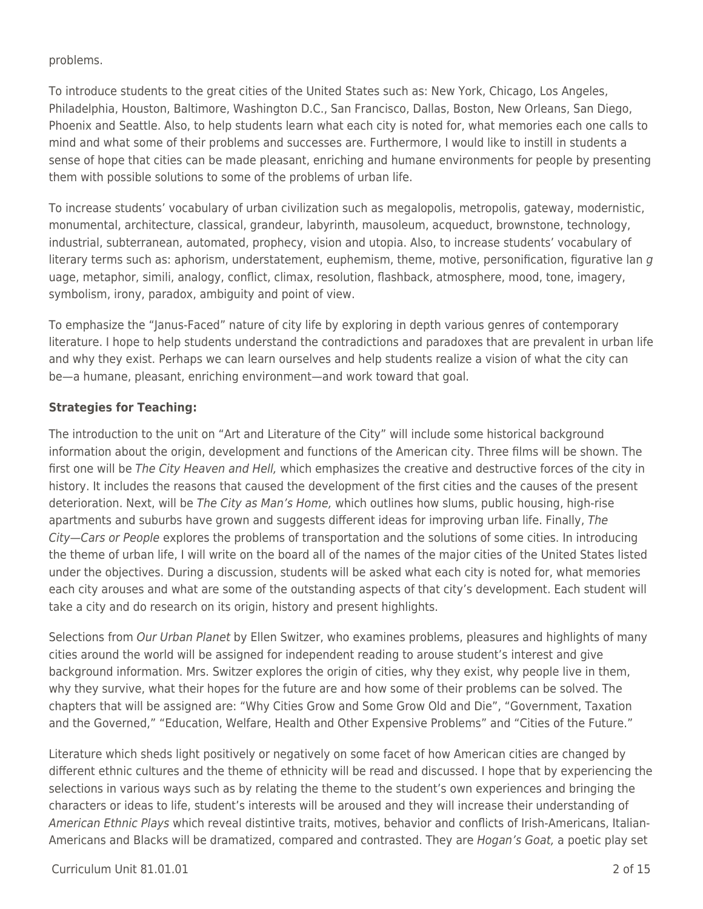problems.

To introduce students to the great cities of the United States such as: New York, Chicago, Los Angeles, Philadelphia, Houston, Baltimore, Washington D.C., San Francisco, Dallas, Boston, New Orleans, San Diego, Phoenix and Seattle. Also, to help students learn what each city is noted for, what memories each one calls to mind and what some of their problems and successes are. Furthermore, I would like to instill in students a sense of hope that cities can be made pleasant, enriching and humane environments for people by presenting them with possible solutions to some of the problems of urban life.

To increase students' vocabulary of urban civilization such as megalopolis, metropolis, gateway, modernistic, monumental, architecture, classical, grandeur, labyrinth, mausoleum, acqueduct, brownstone, technology, industrial, subterranean, automated, prophecy, vision and utopia. Also, to increase students' vocabulary of literary terms such as: aphorism, understatement, euphemism, theme, motive, personification, figurative lan *g* uage, metaphor, simili, analogy, conflict, climax, resolution, flashback, atmosphere, mood, tone, imagery, symbolism, irony, paradox, ambiguity and point of view.

To emphasize the "Janus-Faced" nature of city life by exploring in depth various genres of contemporary literature. I hope to help students understand the contradictions and paradoxes that are prevalent in urban life and why they exist. Perhaps we can learn ourselves and help students realize a vision of what the city can be—a humane, pleasant, enriching environment—and work toward that goal.

**Strategies for Teaching:**

The introduction to the unit on "Art and Literature of the City" will include some historical background information about the origin, development and functions of the American city. Three films will be shown. The first one will be *The City Heaven and Hell,* which emphasizes the creative and destructive forces of the city in history. It includes the reasons that caused the development of the first cities and the causes of the present deterioration. Next, will be *The City as Man's Home,* which outlines how slums, public housing, high-rise apartments and suburbs have grown and suggests different ideas for improving urban life. Finally, *The City—Cars or People* explores the problems of transportation and the solutions of some cities. In introducing the theme of urban life, I will write on the board all of the names of the major cities of the United States listed under the objectives. During a discussion, students will be asked what each city is noted for, what memories each city arouses and what are some of the outstanding aspects of that city's development. Each student will take a city and do research on its origin, history and present highlights.

Selections from *Our Urban Planet* by Ellen Switzer, who examines problems, pleasures and highlights of many cities around the world will be assigned for independent reading to arouse student's interest and give background information. Mrs. Switzer explores the origin of cities, why they exist, why people live in them, why they survive, what their hopes for the future are and how some of their problems can be solved. The chapters that will be assigned are: "Why Cities Grow and Some Grow Old and Die", "Government, Taxation and the Governed," "Education, Welfare, Health and Other Expensive Problems" and "Cities of the Future."

Literature which sheds light positively or negatively on some facet of how American cities are changed by different ethnic cultures and the theme of ethnicity will be read and discussed. I hope that by experiencing the selections in various ways such as by relating the theme to the student's own experiences and bringing the characters or ideas to life, student's interests will be aroused and they will increase their understanding of *American Ethnic Plays* which reveal distintive traits, motives, behavior and conflicts of Irish-Americans, Italian-Americans and Blacks will be dramatized, compared and contrasted. They are *Hogan's Goat,* a poetic play set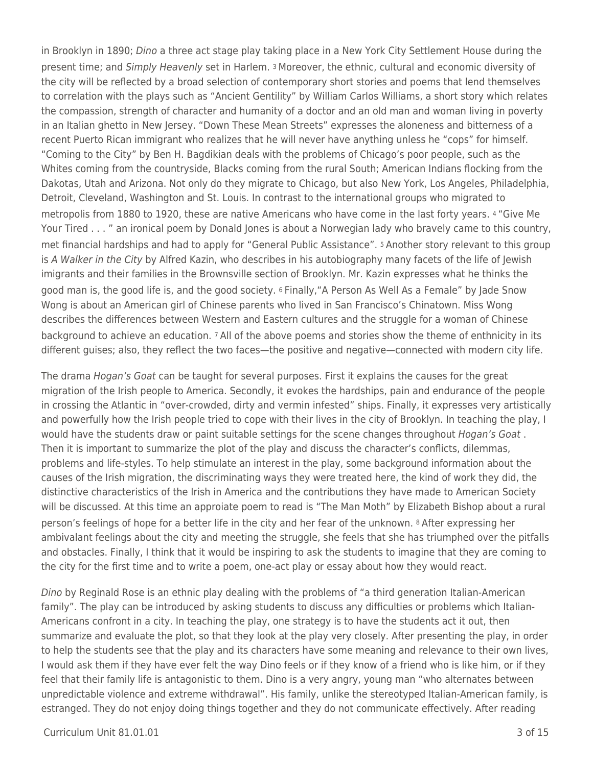in Brooklyn in 1890; *Dino* a three act stage play taking place in a New York City Settlement House during the present time; and *Simply Heavenly* set in Harlem. [3] Moreover, the ethnic, cultural and economic diversity of the city will be reflected by a broad selection of contemporary short stories and poems that lend themselves to correlation with the plays such as "Ancient Gentility" by William Carlos Williams, a short story which relates the compassion, strength of character and humanity of a doctor and an old man and woman living in poverty in an Italian ghetto in New Jersey. "Down These Mean Streets" expresses the aloneness and bitterness of a recent Puerto Rican immigrant who realizes that he will never have anything unless he "cops" for himself. "Coming to the City" by Ben H. Bagdikian deals with the problems of Chicago's poor people, such as the Whites coming from the countryside, Blacks coming from the rural South; American Indians flocking from the Dakotas, Utah and Arizona. Not only do they migrate to Chicago, but also New York, Los Angeles, Philadelphia, Detroit, Cleveland, Washington and St. Louis. In contrast to the international groups who migrated to metropolis from 1880 to 1920, these are native Americans who have come in the last forty years. [4] "Give Me Your Tired . . . " an ironical poem by Donald Jones is about a Norwegian lady who bravely came to this country, met financial hardships and had to apply for "General Public Assistance". [5] Another story relevant to this group is *A Walker in the City* by Alfred Kazin, who describes in his autobiography many facets of the life of Jewish imigrants and their families in the Brownsville section of Brooklyn. Mr. Kazin expresses what he thinks the good man is, the good life is, and the good society. [6] Finally,"A Person As Well As a Female" by Jade Snow Wong is about an American girl of Chinese parents who lived in San Francisco's Chinatown. Miss Wong describes the differences between Western and Eastern cultures and the struggle for a woman of Chinese background to achieve an education. [7] All of the above poems and stories show the theme of enthnicity in its different guises; also, they reflect the two faces—the positive and negative—connected with modern city life.

The drama *Hogan's Goat* can be taught for several purposes. First it explains the causes for the great migration of the Irish people to America. Secondly, it evokes the hardships, pain and endurance of the people in crossing the Atlantic in "over-crowded, dirty and vermin infested" ships. Finally, it expresses very artistically and powerfully how the Irish people tried to cope with their lives in the city of Brooklyn. In teaching the play, I would have the students draw or paint suitable settings for the scene changes throughout *Hogan's Goat* . Then it is important to summarize the plot of the play and discuss the character's conflicts, dilemmas, problems and life-styles. To help stimulate an interest in the play, some background information about the causes of the Irish migration, the discriminating ways they were treated here, the kind of work they did, the distinctive characteristics of the Irish in America and the contributions they have made to American Society will be discussed. At this time an approiate poem to read is "The Man Moth" by Elizabeth Bishop about a rural person's feelings of hope for a better life in the city and her fear of the unknown. [8] After expressing her ambivalant feelings about the city and meeting the struggle, she feels that she has triumphed over the pitfalls and obstacles. Finally, I think that it would be inspiring to ask the students to imagine that they are coming to the city for the first time and to write a poem, one-act play or essay about how they would react.

*Dino* by Reginald Rose is an ethnic play dealing with the problems of "a third generation Italian-American family". The play can be introduced by asking students to discuss any difficulties or problems which Italian-Americans confront in a city. In teaching the play, one strategy is to have the students act it out, then summarize and evaluate the plot, so that they look at the play very closely. After presenting the play, in order to help the students see that the play and its characters have some meaning and relevance to their own lives, I would ask them if they have ever felt the way Dino feels or if they know of a friend who is like him, or if they feel that their family life is antagonistic to them. Dino is a very angry, young man "who alternates between unpredictable violence and extreme withdrawal". His family, unlike the stereotyped Italian-American family, is estranged. They do not enjoy doing things together and they do not communicate effectively. After reading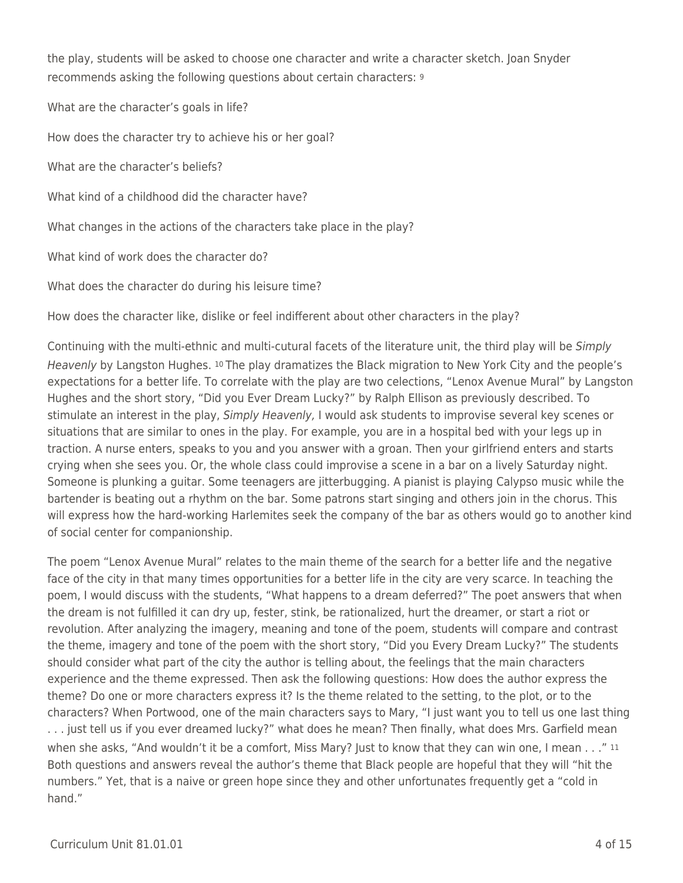the play, students will be asked to choose one character and write a character sketch. Joan Snyder recommends asking the following questions about certain characters: [9]

What are the character's goals in life?

How does the character try to achieve his or her goal?

What are the character's beliefs?

What kind of a childhood did the character have?

What changes in the actions of the characters take place in the play?

What kind of work does the character do?

What does the character do during his leisure time?

How does the character like, dislike or feel indifferent about other characters in the play?

Continuing with the multi-ethnic and multi-cutural facets of the literature unit, the third play will be *Simply Heavenly* by Langston Hughes. [10] The play dramatizes the Black migration to New York City and the people's expectations for a better life. To correlate with the play are two celections, "Lenox Avenue Mural" by Langston Hughes and the short story, "Did you Ever Dream Lucky?" by Ralph Ellison as previously described. To stimulate an interest in the play, *Simply Heavenly,* I would ask students to improvise several key scenes or situations that are similar to ones in the play. For example, you are in a hospital bed with your legs up in traction. A nurse enters, speaks to you and you answer with a groan. Then your girlfriend enters and starts crying when she sees you. Or, the whole class could improvise a scene in a bar on a lively Saturday night. Someone is plunking a guitar. Some teenagers are jitterbugging. A pianist is playing Calypso music while the bartender is beating out a rhythm on the bar. Some patrons start singing and others join in the chorus. This will express how the hard-working Harlemites seek the company of the bar as others would go to another kind of social center for companionship.

The poem "Lenox Avenue Mural" relates to the main theme of the search for a better life and the negative face of the city in that many times opportunities for a better life in the city are very scarce. In teaching the poem, I would discuss with the students, "What happens to a dream deferred?" The poet answers that when the dream is not fulfilled it can dry up, fester, stink, be rationalized, hurt the dreamer, or start a riot or revolution. After analyzing the imagery, meaning and tone of the poem, students will compare and contrast the theme, imagery and tone of the poem with the short story, "Did you Every Dream Lucky?" The students should consider what part of the city the author is telling about, the feelings that the main characters experience and the theme expressed. Then ask the following questions: How does the author express the theme? Do one or more characters express it? Is the theme related to the setting, to the plot, or to the characters? When Portwood, one of the main characters says to Mary, "I just want you to tell us one last thing . . . just tell us if you ever dreamed lucky?" what does he mean? Then finally, what does Mrs. Garfield mean when she asks, "And wouldn't it be a comfort, Miss Mary? Just to know that they can win one, I mean . . ." [11] Both questions and answers reveal the author's theme that Black people are hopeful that they will "hit the numbers." Yet, that is a naive or green hope since they and other unfortunates frequently get a "cold in hand."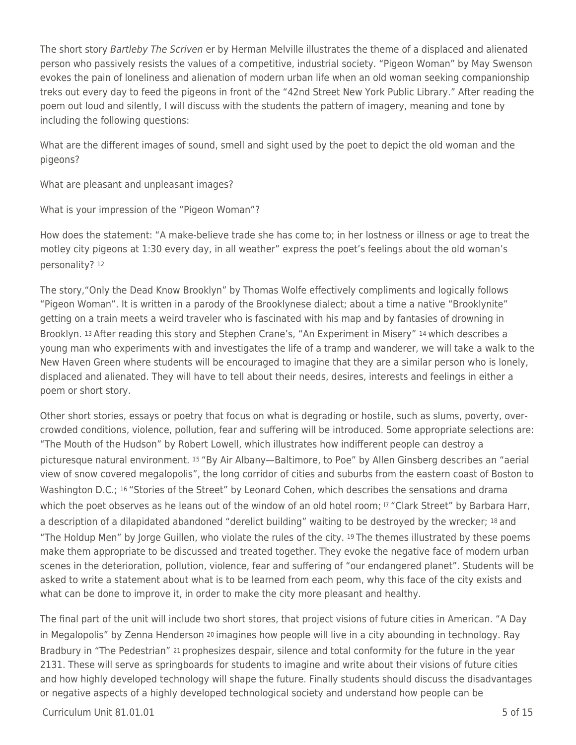The short story *Bartleby The Scriven* er by Herman Melville illustrates the theme of a displaced and alienated person who passively resists the values of a competitive, industrial society. "Pigeon Woman" by May Swenson evokes the pain of loneliness and alienation of modern urban life when an old woman seeking companionship treks out every day to feed the pigeons in front of the "42nd Street New York Public Library." After reading the poem out loud and silently, I will discuss with the students the pattern of imagery, meaning and tone by including the following questions:

What are the different images of sound, smell and sight used by the poet to depict the old woman and the pigeons?

What are pleasant and unpleasant images?

What is your impression of the "Pigeon Woman"?

How does the statement: "A make-believe trade she has come to; in her lostness or illness or age to treat the motley city pigeons at 1:30 every day, in all weather" express the poet's feelings about the old woman's personality? [12]

The story,"Only the Dead Know Brooklyn" by Thomas Wolfe effectively compliments and logically follows "Pigeon Woman". It is written in a parody of the Brooklynese dialect; about a time a native "Brooklynite" getting on a train meets a weird traveler who is fascinated with his map and by fantasies of drowning in Brooklyn. [13] After reading this story and Stephen Crane's, "An Experiment in Misery" [14] which describes a young man who experiments with and investigates the life of a tramp and wanderer, we will take a walk to the New Haven Green where students will be encouraged to imagine that they are a similar person who is lonely, displaced and alienated. They will have to tell about their needs, desires, interests and feelings in either a poem or short story.

Other short stories, essays or poetry that focus on what is degrading or hostile, such as slums, poverty, over-crowded conditions, violence, pollution, fear and suffering will be introduced. Some appropriate selections are: "The Mouth of the Hudson" by Robert Lowell, which illustrates how indifferent people can destroy a picturesque natural environment. [15] "By Air Albany—Baltimore, to Poe" by Allen Ginsberg describes an "aerial view of snow covered megalopolis", the long corridor of cities and suburbs from the eastern coast of Boston to Washington D.C.; [16] "Stories of the Street" by Leonard Cohen, which describes the sensations and drama which the poet observes as he leans out of the window of an old hotel room; [17] "Clark Street" by Barbara Harr, a description of a dilapidated abandoned "derelict building" waiting to be destroyed by the wrecker; [18] and "The Holdup Men" by Jorge Guillen, who violate the rules of the city. [19] The themes illustrated by these poems make them appropriate to be discussed and treated together. They evoke the negative face of modern urban scenes in the deterioration, pollution, violence, fear and suffering of "our endangered planet". Students will be asked to write a statement about what is to be learned from each peom, why this face of the city exists and what can be done to improve it, in order to make the city more pleasant and healthy.

The final part of the unit will include two short stores, that project visions of future cities in American. "A Day in Megalopolis" by Zenna Henderson [20] imagines how people will live in a city abounding in technology. Ray Bradbury in "The Pedestrian" [21] prophesizes despair, silence and total conformity for the future in the year 2131. These will serve as springboards for students to imagine and write about their visions of future cities and how highly developed technology will shape the future. Finally students should discuss the disadvantages or negative aspects of a highly developed technological society and understand how people can be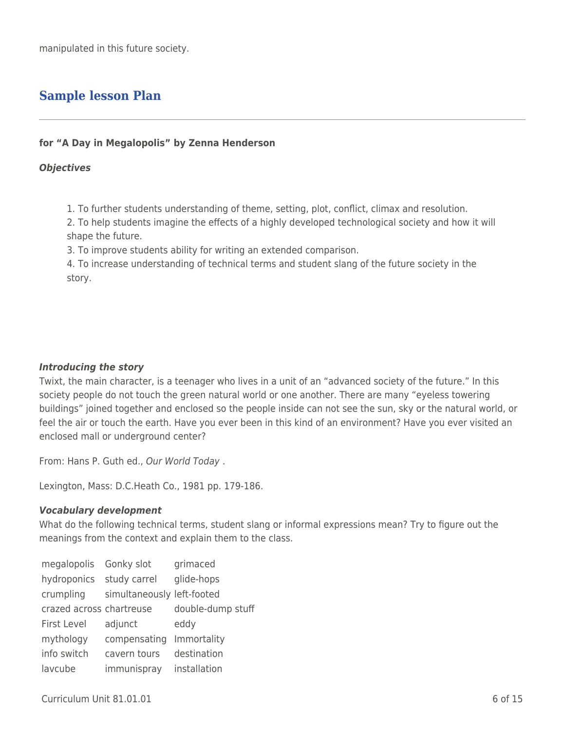manipulated in this future society.

## Sample lesson Plan

**for "A Day in Megalopolis" by Zenna Henderson**

***Objectives***

1. To further students understanding of theme, setting, plot, conflict, climax and resolution.
2. To help students imagine the effects of a highly developed technological society and how it will shape the future.
3. To improve students ability for writing an extended comparison.
4. To increase understanding of technical terms and student slang of the future society in the story.

***Introducing the story***

Twixt, the main character, is a teenager who lives in a unit of an "advanced society of the future." In this society people do not touch the green natural world or one another. There are many "eyeless towering buildings" joined together and enclosed so the people inside can not see the sun, sky or the natural world, or feel the air or touch the earth. Have you ever been in this kind of an environment? Have you ever visited an enclosed mall or underground center?

From: Hans P. Guth ed., *Our World Today* .

Lexington, Mass: D.C.Heath Co., 1981 pp. 179-186.

***Vocabulary development***

What do the following technical terms, student slang or informal expressions mean? Try to figure out the meanings from the context and explain them to the class.

| | | |
|---|---|---|
| megalopolis | Gonky slot | grimaced |
| hydroponics | study carrel | glide-hops |
| crumpling | simultaneously | left-footed |
| crazed across | chartreuse | double-dump stuff |
| First Level | adjunct | eddy |
| mythology | compensating | Immortality |
| info switch | cavern tours | destination |
| lavcube | immunispray | installation |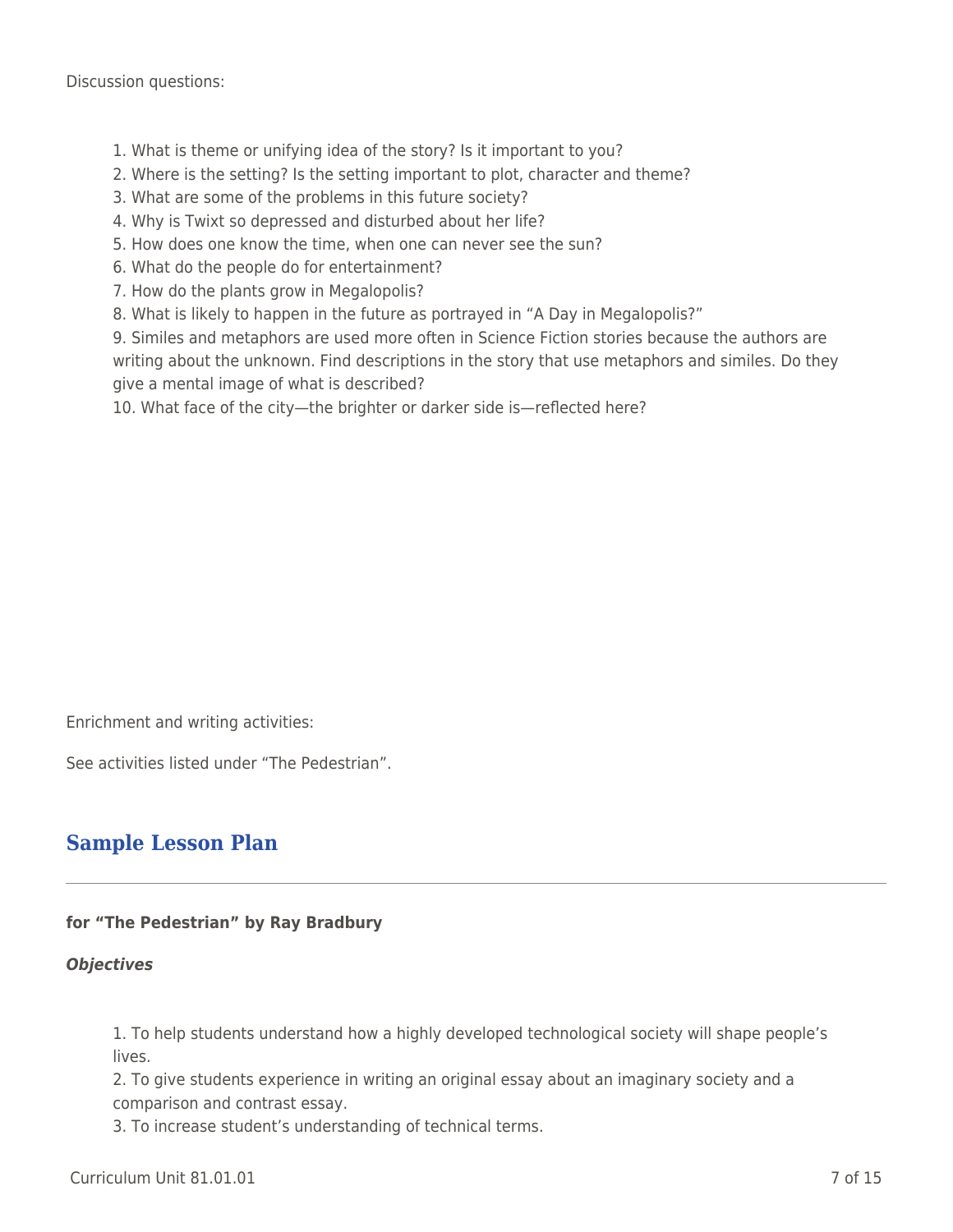Discussion questions:

1. What is theme or unifying idea of the story? Is it important to you?
2. Where is the setting? Is the setting important to plot, character and theme?
3. What are some of the problems in this future society?
4. Why is Twixt so depressed and disturbed about her life?
5. How does one know the time, when one can never see the sun?
6. What do the people do for entertainment?
7. How do the plants grow in Megalopolis?
8. What is likely to happen in the future as portrayed in "A Day in Megalopolis?"
9. Similes and metaphors are used more often in Science Fiction stories because the authors are writing about the unknown. Find descriptions in the story that use metaphors and similes. Do they give a mental image of what is described?
10. What face of the city—the brighter or darker side is—reflected here?

Enrichment and writing activities:

See activities listed under "The Pedestrian".

## Sample Lesson Plan

**for "The Pedestrian" by Ray Bradbury**

***Objectives***

1. To help students understand how a highly developed technological society will shape people's lives.
2. To give students experience in writing an original essay about an imaginary society and a comparison and contrast essay.
3. To increase student's understanding of technical terms.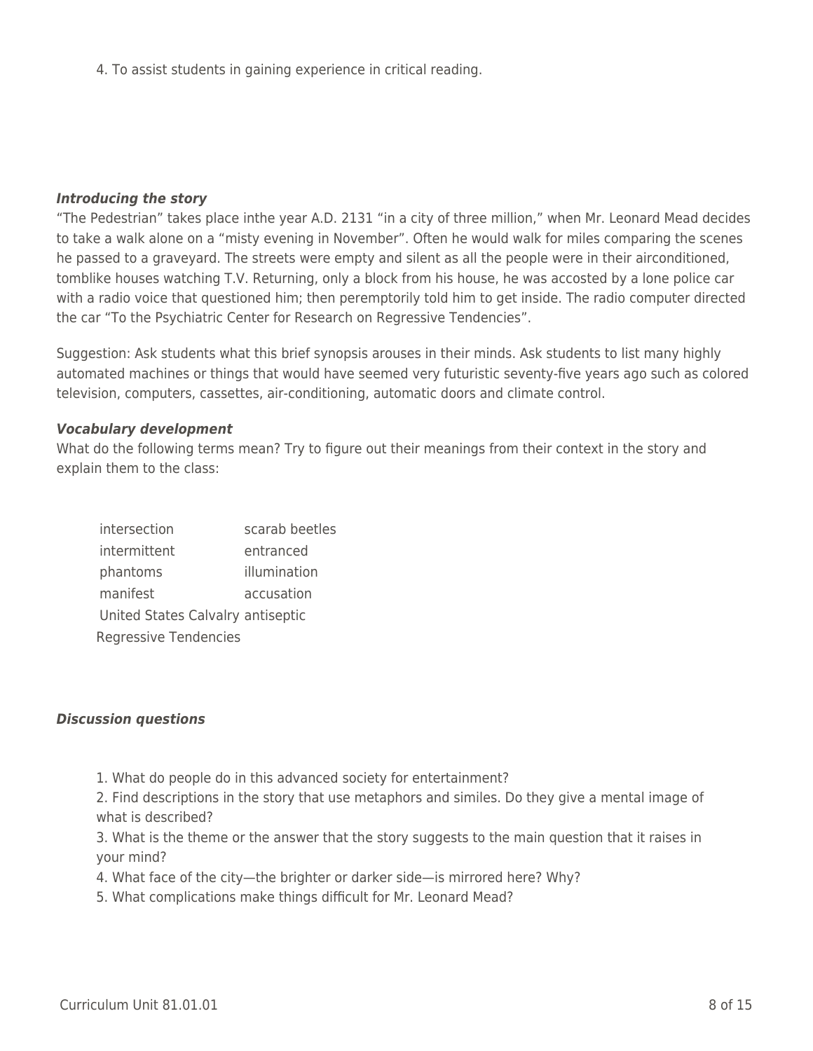4. To assist students in gaining experience in critical reading.

***Introducing the story***

"The Pedestrian" takes place inthe year A.D. 2131 "in a city of three million," when Mr. Leonard Mead decides to take a walk alone on a "misty evening in November". Often he would walk for miles comparing the scenes he passed to a graveyard. The streets were empty and silent as all the people were in their airconditioned, tomblike houses watching T.V. Returning, only a block from his house, he was accosted by a lone police car with a radio voice that questioned him; then peremptorily told him to get inside. The radio computer directed the car "To the Psychiatric Center for Research on Regressive Tendencies".

Suggestion: Ask students what this brief synopsis arouses in their minds. Ask students to list many highly automated machines or things that would have seemed very futuristic seventy-five years ago such as colored television, computers, cassettes, air-conditioning, automatic doors and climate control.

***Vocabulary development***

What do the following terms mean? Try to figure out their meanings from their context in the story and explain them to the class:

| | |
|---|---|
| intersection | scarab beetles |
| intermittent | entranced |
| phantoms | illumination |
| manifest | accusation |
| United States Calvalry | antiseptic |
| Regressive Tendencies | |

***Discussion questions***

1. What do people do in this advanced society for entertainment?
2. Find descriptions in the story that use metaphors and similes. Do they give a mental image of what is described?
3. What is the theme or the answer that the story suggests to the main question that it raises in your mind?
4. What face of the city—the brighter or darker side—is mirrored here? Why?
5. What complications make things difficult for Mr. Leonard Mead?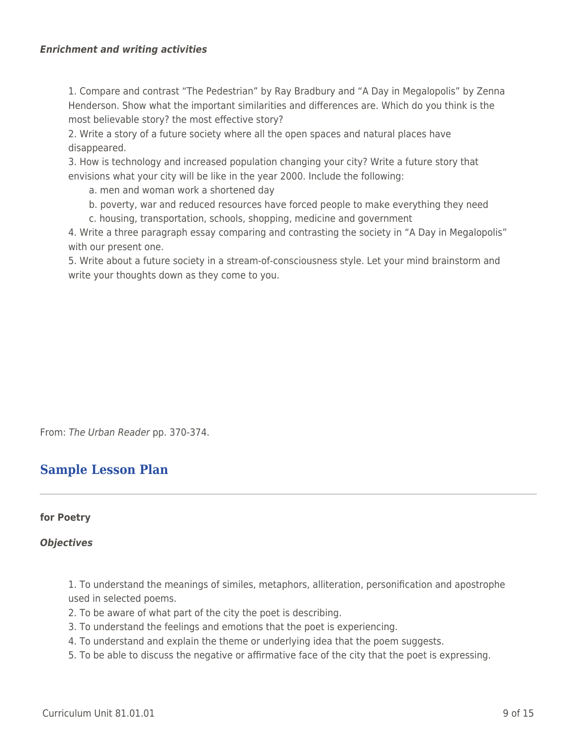***Enrichment and writing activities***

1. Compare and contrast "The Pedestrian" by Ray Bradbury and "A Day in Megalopolis" by Zenna Henderson. Show what the important similarities and differences are. Which do you think is the most believable story? the most effective story?
2. Write a story of a future society where all the open spaces and natural places have disappeared.
3. How is technology and increased population changing your city? Write a future story that envisions what your city will be like in the year 2000. Include the following:
    - a. men and woman work a shortened day
    - b. poverty, war and reduced resources have forced people to make everything they need
    - c. housing, transportation, schools, shopping, medicine and government
4. Write a three paragraph essay comparing and contrasting the society in "A Day in Megalopolis" with our present one.
5. Write about a future society in a stream-of-consciousness style. Let your mind brainstorm and write your thoughts down as they come to you.

From: *The Urban Reader* pp. 370-374.

## Sample Lesson Plan

**for Poetry**

***Objectives***

1. To understand the meanings of similes, metaphors, alliteration, personification and apostrophe used in selected poems.
2. To be aware of what part of the city the poet is describing.
3. To understand the feelings and emotions that the poet is experiencing.
4. To understand and explain the theme or underlying idea that the poem suggests.
5. To be able to discuss the negative or affirmative face of the city that the poet is expressing.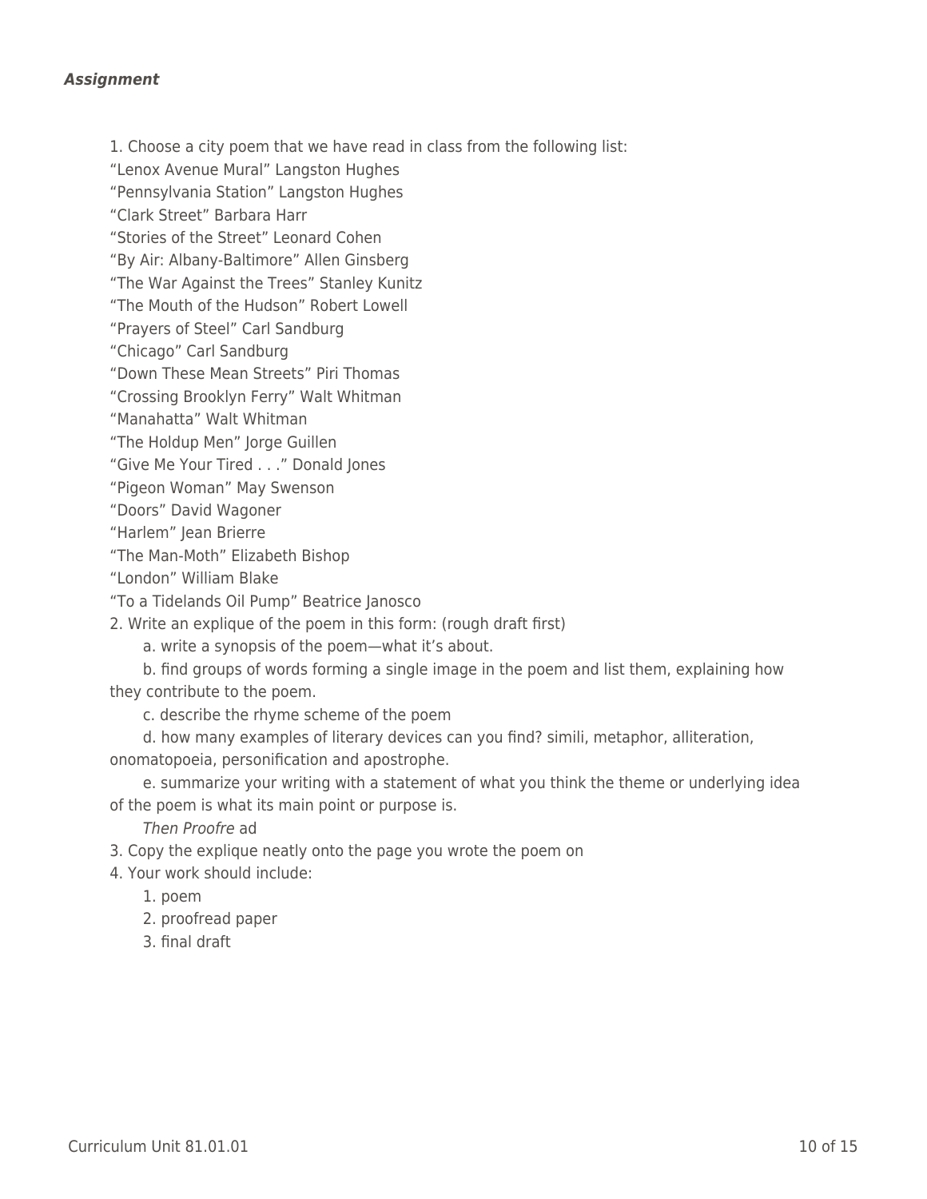***Assignment***

1. Choose a city poem that we have read in class from the following list:
“Lenox Avenue Mural” Langston Hughes
“Pennsylvania Station” Langston Hughes
“Clark Street” Barbara Harr
“Stories of the Street” Leonard Cohen
“By Air: Albany-Baltimore” Allen Ginsberg
“The War Against the Trees” Stanley Kunitz
“The Mouth of the Hudson” Robert Lowell
“Prayers of Steel” Carl Sandburg
“Chicago” Carl Sandburg
“Down These Mean Streets” Piri Thomas
“Crossing Brooklyn Ferry” Walt Whitman
“Manahatta” Walt Whitman
“The Holdup Men” Jorge Guillen
“Give Me Your Tired . . .” Donald Jones
“Pigeon Woman” May Swenson
“Doors” David Wagoner
“Harlem” Jean Brierre
“The Man-Moth” Elizabeth Bishop
“London” William Blake
“To a Tidelands Oil Pump” Beatrice Janosco
2. Write an explique of the poem in this form: (rough draft first)
 a. write a synopsis of the poem—what it’s about.
 b. find groups of words forming a single image in the poem and list them, explaining how they contribute to the poem.
 c. describe the rhyme scheme of the poem
 d. how many examples of literary devices can you find? simili, metaphor, alliteration, onomatopoeia, personification and apostrophe.
 e. summarize your writing with a statement of what you think the theme or underlying idea of the poem is what its main point or purpose is.
 *Then Proofre* ad
3. Copy the explique neatly onto the page you wrote the poem on
4. Your work should include:
 1. poem
 2. proofread paper
 3. final draft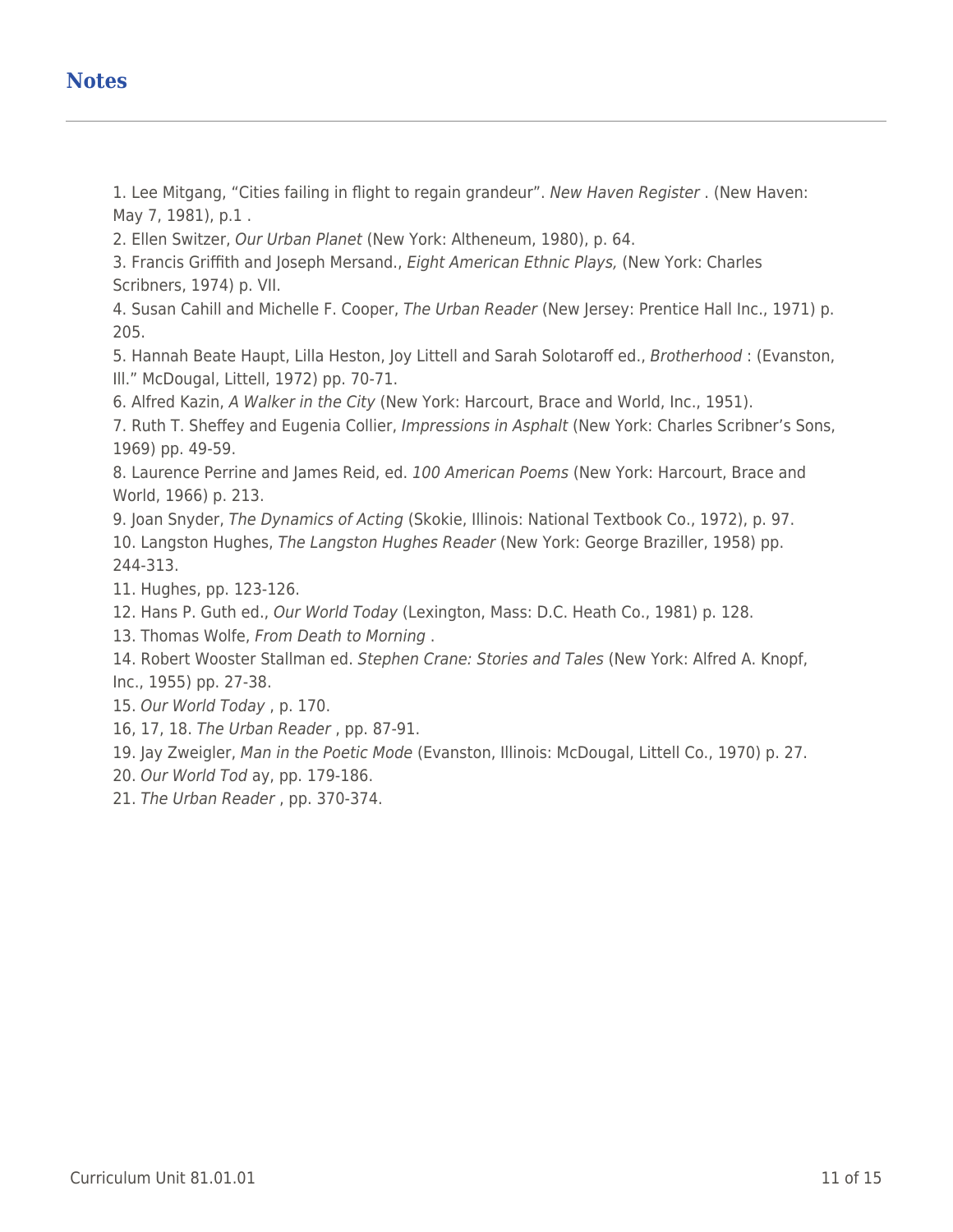## Notes

1. Lee Mitgang, "Cities failing in flight to regain grandeur". *New Haven Register* . (New Haven: May 7, 1981), p.1 .
2. Ellen Switzer, *Our Urban Planet* (New York: Altheneum, 1980), p. 64.
3. Francis Griffith and Joseph Mersand., *Eight American Ethnic Plays,* (New York: Charles Scribners, 1974) p. VII.
4. Susan Cahill and Michelle F. Cooper, *The Urban Reader* (New Jersey: Prentice Hall Inc., 1971) p. 205.
5. Hannah Beate Haupt, Lilla Heston, Joy Littell and Sarah Solotaroff ed., *Brotherhood* : (Evanston, Ill." McDougal, Littell, 1972) pp. 70-71.
6. Alfred Kazin, *A Walker in the City* (New York: Harcourt, Brace and World, Inc., 1951).
7. Ruth T. Sheffey and Eugenia Collier, *Impressions in Asphalt* (New York: Charles Scribner's Sons, 1969) pp. 49-59.
8. Laurence Perrine and James Reid, ed. *100 American Poems* (New York: Harcourt, Brace and World, 1966) p. 213.
9. Joan Snyder, *The Dynamics of Acting* (Skokie, Illinois: National Textbook Co., 1972), p. 97.
10. Langston Hughes, *The Langston Hughes Reader* (New York: George Braziller, 1958) pp. 244-313.
11. Hughes, pp. 123-126.
12. Hans P. Guth ed., *Our World Today* (Lexington, Mass: D.C. Heath Co., 1981) p. 128.
13. Thomas Wolfe, *From Death to Morning* .
14. Robert Wooster Stallman ed. *Stephen Crane: Stories and Tales* (New York: Alfred A. Knopf, Inc., 1955) pp. 27-38.
15. *Our World Today* , p. 170.
16, 17, 18. *The Urban Reader* , pp. 87-91.
19. Jay Zweigler, *Man in the Poetic Mode* (Evanston, Illinois: McDougal, Littell Co., 1970) p. 27.
20. *Our World Tod* ay, pp. 179-186.
21. *The Urban Reader* , pp. 370-374.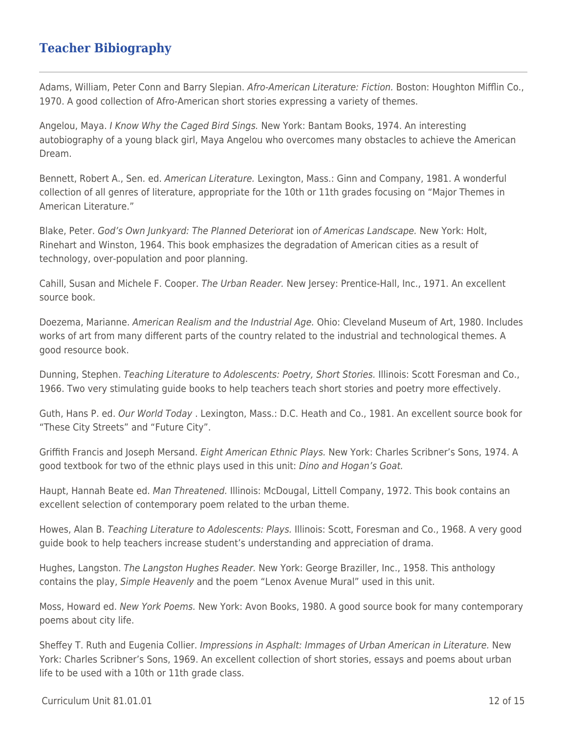## Teacher Bibiography

Adams, William, Peter Conn and Barry Slepian. *Afro-American Literature: Fiction.* Boston: Houghton Mifflin Co., 1970. A good collection of Afro-American short stories expressing a variety of themes.

Angelou, Maya. *I Know Why the Caged Bird Sings.* New York: Bantam Books, 1974. An interesting autobiography of a young black girl, Maya Angelou who overcomes many obstacles to achieve the American Dream.

Bennett, Robert A., Sen. ed. *American Literature.* Lexington, Mass.: Ginn and Company, 1981. A wonderful collection of all genres of literature, appropriate for the 10th or 11th grades focusing on "Major Themes in American Literature."

Blake, Peter. *God's Own Junkyard: The Planned Deteriorat* ion *of Americas Landscape.* New York: Holt, Rinehart and Winston, 1964. This book emphasizes the degradation of American cities as a result of technology, over-population and poor planning.

Cahill, Susan and Michele F. Cooper. *The Urban Reader.* New Jersey: Prentice-Hall, Inc., 1971. An excellent source book.

Doezema, Marianne. *American Realism and the Industrial Age.* Ohio: Cleveland Museum of Art, 1980. Includes works of art from many different parts of the country related to the industrial and technological themes. A good resource book.

Dunning, Stephen. *Teaching Literature to Adolescents: Poetry, Short Stories.* Illinois: Scott Foresman and Co., 1966. Two very stimulating guide books to help teachers teach short stories and poetry more effectively.

Guth, Hans P. ed. *Our World Today* . Lexington, Mass.: D.C. Heath and Co., 1981. An excellent source book for "These City Streets" and "Future City".

Griffith Francis and Joseph Mersand. *Eight American Ethnic Plays.* New York: Charles Scribner's Sons, 1974. A good textbook for two of the ethnic plays used in this unit: *Dino and Hogan's Goat.*

Haupt, Hannah Beate ed. *Man Threatened.* Illinois: McDougal, Littell Company, 1972. This book contains an excellent selection of contemporary poem related to the urban theme.

Howes, Alan B. *Teaching Literature to Adolescents: Plays.* Illinois: Scott, Foresman and Co., 1968. A very good guide book to help teachers increase student's understanding and appreciation of drama.

Hughes, Langston. *The Langston Hughes Reader.* New York: George Braziller, Inc., 1958. This anthology contains the play, *Simple Heavenly* and the poem "Lenox Avenue Mural" used in this unit.

Moss, Howard ed. *New York Poems.* New York: Avon Books, 1980. A good source book for many contemporary poems about city life.

Sheffey T. Ruth and Eugenia Collier. *Impressions in Asphalt: Immages of Urban American in Literature.* New York: Charles Scribner's Sons, 1969. An excellent collection of short stories, essays and poems about urban life to be used with a 10th or 11th grade class.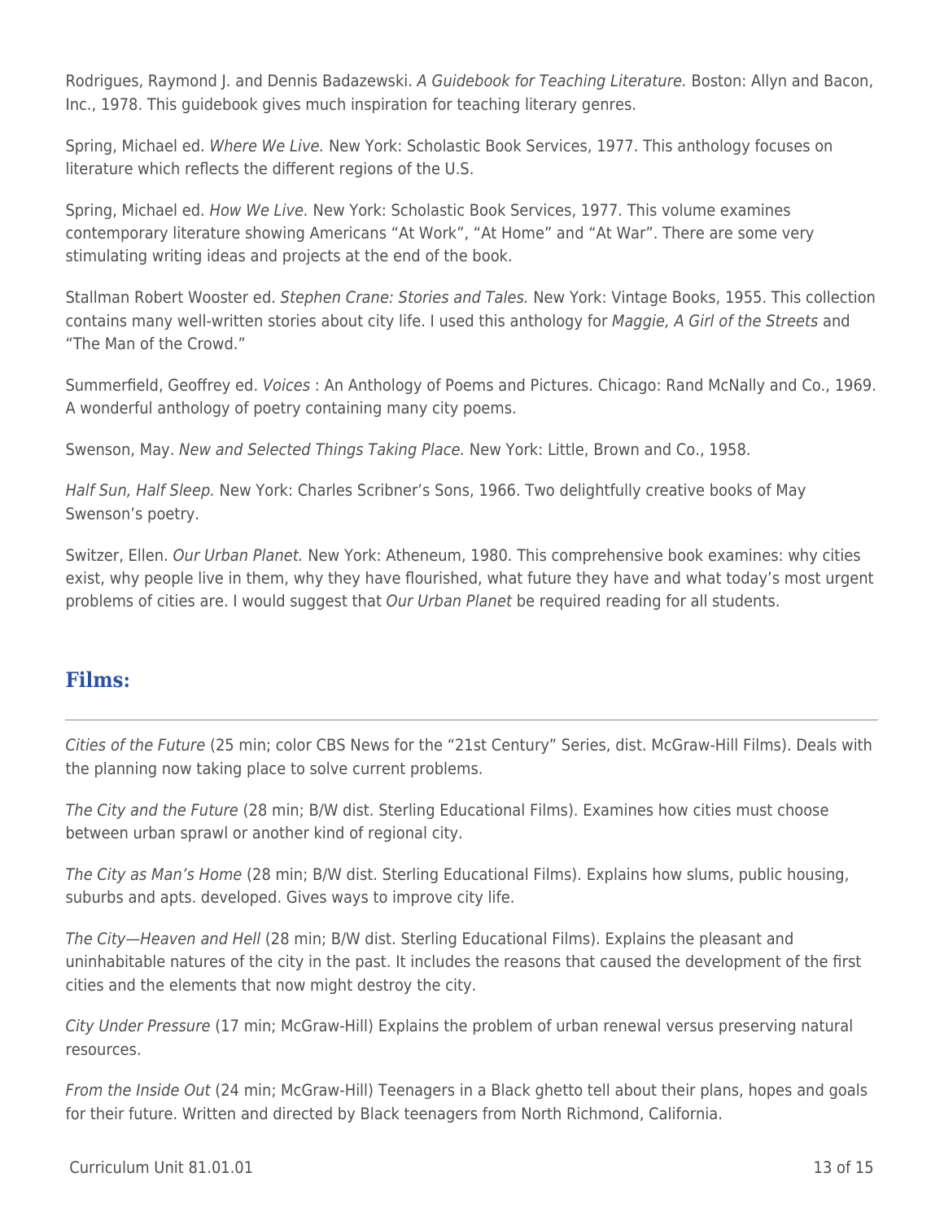Rodrigues, Raymond J. and Dennis Badazewski. *A Guidebook for Teaching Literature.* Boston: Allyn and Bacon, Inc., 1978. This guidebook gives much inspiration for teaching literary genres.

Spring, Michael ed. *Where We Live.* New York: Scholastic Book Services, 1977. This anthology focuses on literature which reflects the different regions of the U.S.

Spring, Michael ed. *How We Live.* New York: Scholastic Book Services, 1977. This volume examines contemporary literature showing Americans "At Work", "At Home" and "At War". There are some very stimulating writing ideas and projects at the end of the book.

Stallman Robert Wooster ed. *Stephen Crane: Stories and Tales.* New York: Vintage Books, 1955. This collection contains many well-written stories about city life. I used this anthology for *Maggie, A Girl of the Streets* and "The Man of the Crowd."

Summerfield, Geoffrey ed. *Voices* : An Anthology of Poems and Pictures. Chicago: Rand McNally and Co., 1969. A wonderful anthology of poetry containing many city poems.

Swenson, May. *New and Selected Things Taking Place.* New York: Little, Brown and Co., 1958.

*Half Sun, Half Sleep.* New York: Charles Scribner's Sons, 1966. Two delightfully creative books of May Swenson's poetry.

Switzer, Ellen. *Our Urban Planet.* New York: Atheneum, 1980. This comprehensive book examines: why cities exist, why people live in them, why they have flourished, what future they have and what today's most urgent problems of cities are. I would suggest that *Our Urban Planet* be required reading for all students.

## Films:

*Cities of the Future* (25 min; color CBS News for the "21st Century" Series, dist. McGraw-Hill Films). Deals with the planning now taking place to solve current problems.

*The City and the Future* (28 min; B/W dist. Sterling Educational Films). Examines how cities must choose between urban sprawl or another kind of regional city.

*The City as Man's Home* (28 min; B/W dist. Sterling Educational Films). Explains how slums, public housing, suburbs and apts. developed. Gives ways to improve city life.

*The City—Heaven and Hell* (28 min; B/W dist. Sterling Educational Films). Explains the pleasant and uninhabitable natures of the city in the past. It includes the reasons that caused the development of the first cities and the elements that now might destroy the city.

*City Under Pressure* (17 min; McGraw-Hill) Explains the problem of urban renewal versus preserving natural resources.

*From the Inside Out* (24 min; McGraw-Hill) Teenagers in a Black ghetto tell about their plans, hopes and goals for their future. Written and directed by Black teenagers from North Richmond, California.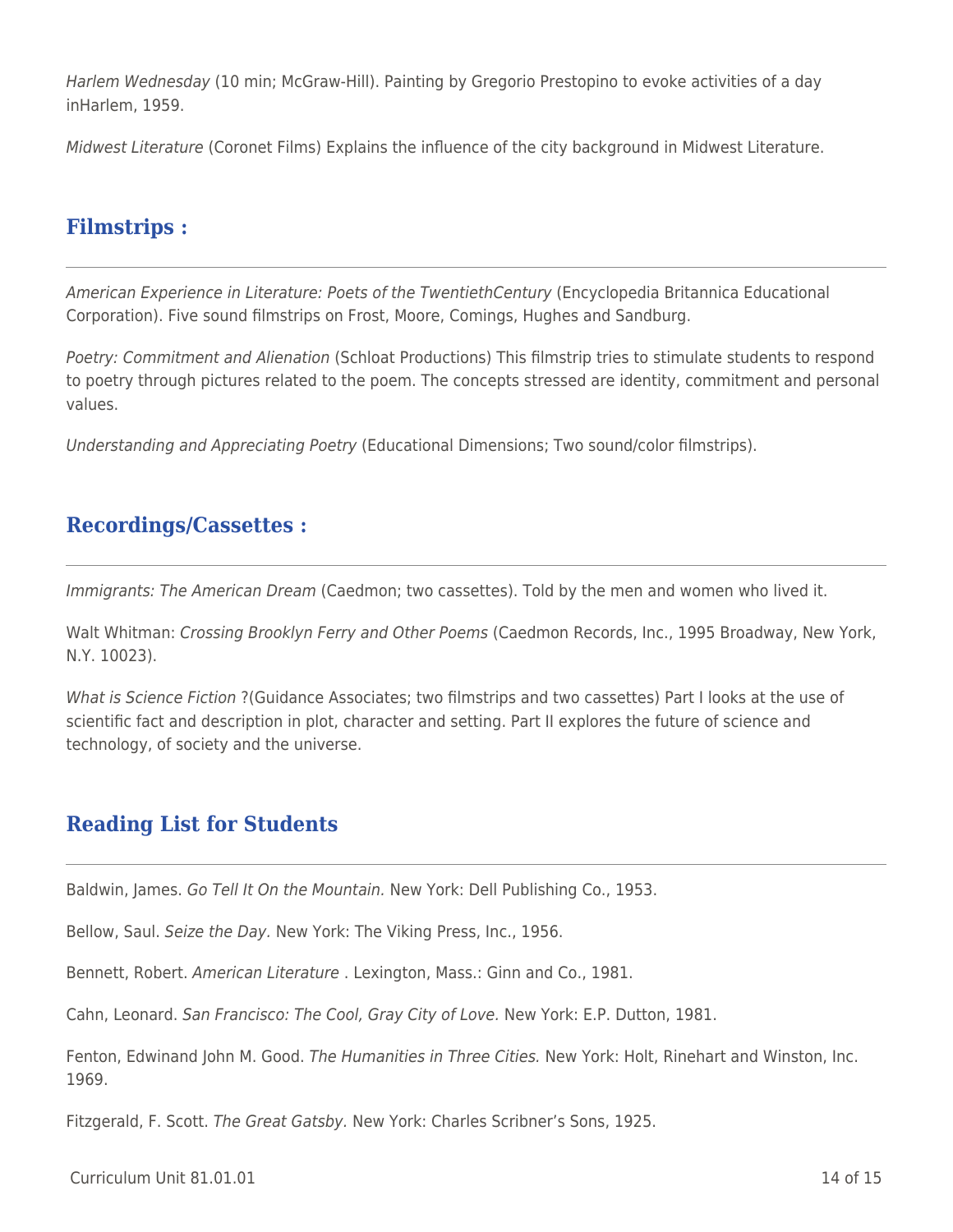*Harlem Wednesday* (10 min; McGraw-Hill). Painting by Gregorio Prestopino to evoke activities of a day inHarlem, 1959.

*Midwest Literature* (Coronet Films) Explains the influence of the city background in Midwest Literature.

## Filmstrips :

*American Experience in Literature: Poets of the TwentiethCentury* (Encyclopedia Britannica Educational Corporation). Five sound filmstrips on Frost, Moore, Comings, Hughes and Sandburg.

*Poetry: Commitment and Alienation* (Schloat Productions) This filmstrip tries to stimulate students to respond to poetry through pictures related to the poem. The concepts stressed are identity, commitment and personal values.

*Understanding and Appreciating Poetry* (Educational Dimensions; Two sound/color filmstrips).

## Recordings/Cassettes :

*Immigrants: The American Dream* (Caedmon; two cassettes). Told by the men and women who lived it.

Walt Whitman: *Crossing Brooklyn Ferry and Other Poems* (Caedmon Records, Inc., 1995 Broadway, New York, N.Y. 10023).

*What is Science Fiction* ?(Guidance Associates; two filmstrips and two cassettes) Part I looks at the use of scientific fact and description in plot, character and setting. Part II explores the future of science and technology, of society and the universe.

## Reading List for Students

Baldwin, James. *Go Tell It On the Mountain.* New York: Dell Publishing Co., 1953.

Bellow, Saul. *Seize the Day.* New York: The Viking Press, Inc., 1956.

Bennett, Robert. *American Literature* . Lexington, Mass.: Ginn and Co., 1981.

Cahn, Leonard. *San Francisco: The Cool, Gray City of Love.* New York: E.P. Dutton, 1981.

Fenton, Edwinand John M. Good. *The Humanities in Three Cities.* New York: Holt, Rinehart and Winston, Inc. 1969.

Fitzgerald, F. Scott. *The Great Gatsby.* New York: Charles Scribner's Sons, 1925.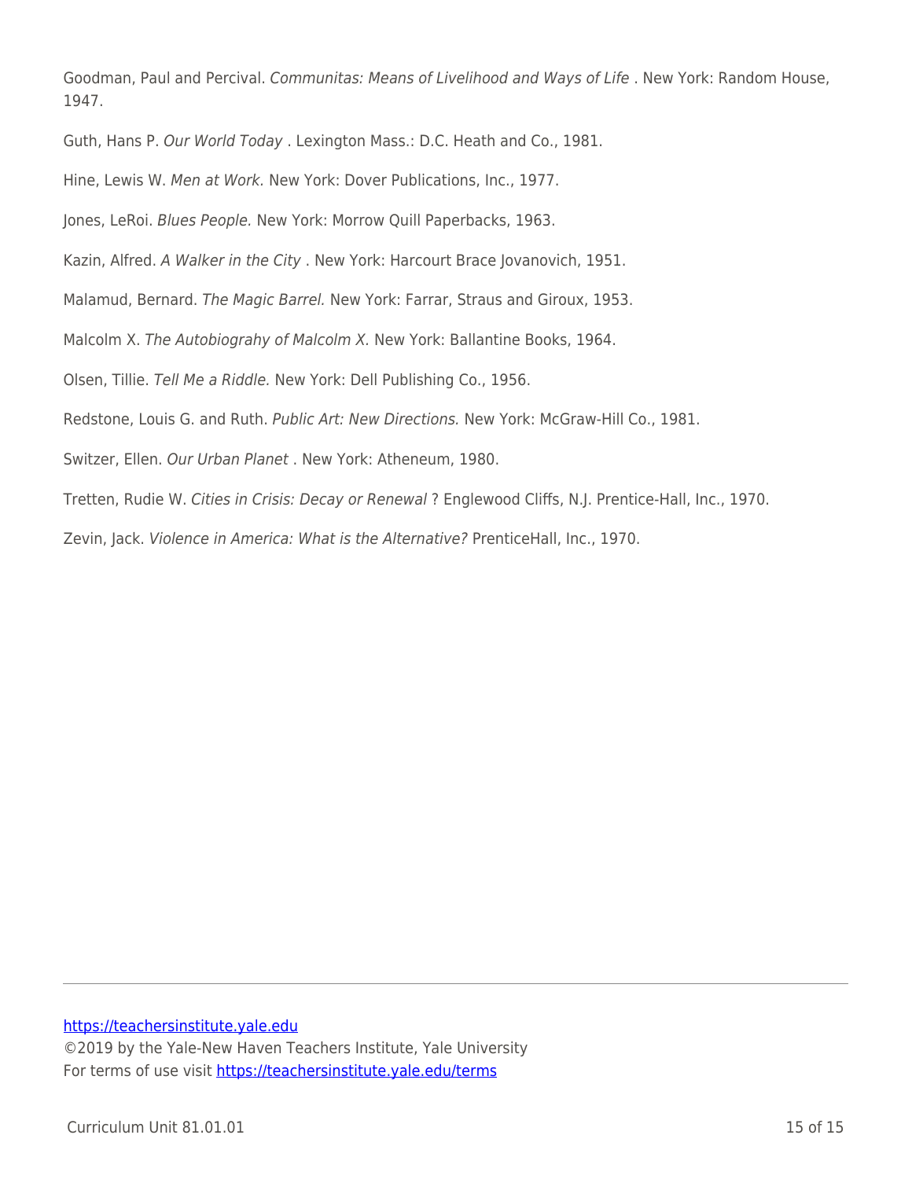Goodman, Paul and Percival. *Communitas: Means of Livelihood and Ways of Life* . New York: Random House, 1947.

Guth, Hans P. *Our World Today* . Lexington Mass.: D.C. Heath and Co., 1981.

Hine, Lewis W. *Men at Work.* New York: Dover Publications, Inc., 1977.

Jones, LeRoi. *Blues People.* New York: Morrow Quill Paperbacks, 1963.

Kazin, Alfred. *A Walker in the City* . New York: Harcourt Brace Jovanovich, 1951.

Malamud, Bernard. *The Magic Barrel.* New York: Farrar, Straus and Giroux, 1953.

Malcolm X. *The Autobiograhy of Malcolm X.* New York: Ballantine Books, 1964.

Olsen, Tillie. *Tell Me a Riddle.* New York: Dell Publishing Co., 1956.

Redstone, Louis G. and Ruth. *Public Art: New Directions.* New York: McGraw-Hill Co., 1981.

Switzer, Ellen. *Our Urban Planet* . New York: Atheneum, 1980.

Tretten, Rudie W. *Cities in Crisis: Decay or Renewal* ? Englewood Cliffs, N.J. Prentice-Hall, Inc., 1970.

Zevin, Jack. *Violence in America: What is the Alternative?* PrenticeHall, Inc., 1970.

---

https://teachersinstitute.yale.edu
©2019 by the Yale-New Haven Teachers Institute, Yale University
For terms of use visit https://teachersinstitute.yale.edu/terms